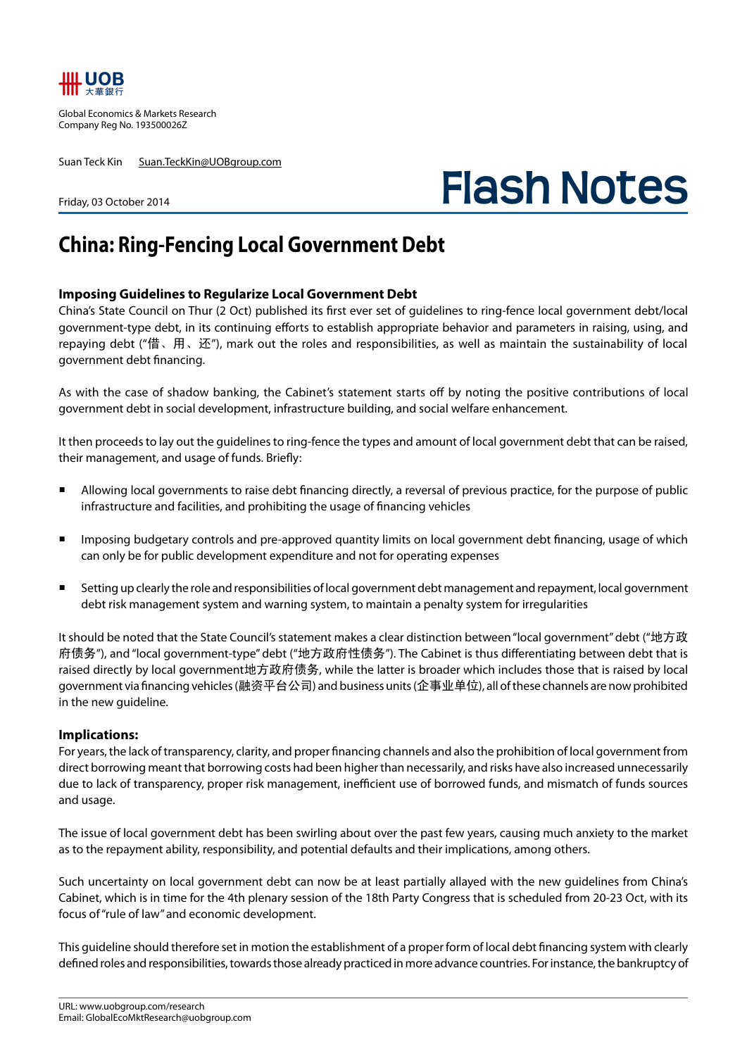UOB 大華銀行

Global Economics & Markets Research
Company Reg No. 193500026Z

Suan Teck Kin   Suan.TeckKin@UOBgroup.com

Friday, 03 October 2014

# Flash Notes

## China: Ring-Fencing Local Government Debt

### Imposing Guidelines to Regularize Local Government Debt

China's State Council on Thur (2 Oct) published its first ever set of guidelines to ring-fence local government debt/local government-type debt, in its continuing efforts to establish appropriate behavior and parameters in raising, using, and repaying debt ("借、用、还"), mark out the roles and responsibilities, as well as maintain the sustainability of local government debt financing.

As with the case of shadow banking, the Cabinet's statement starts off by noting the positive contributions of local government debt in social development, infrastructure building, and social welfare enhancement.

It then proceeds to lay out the guidelines to ring-fence the types and amount of local government debt that can be raised, their management, and usage of funds. Briefly:

- Allowing local governments to raise debt financing directly, a reversal of previous practice, for the purpose of public infrastructure and facilities, and prohibiting the usage of financing vehicles
- Imposing budgetary controls and pre-approved quantity limits on local government debt financing, usage of which can only be for public development expenditure and not for operating expenses
- Setting up clearly the role and responsibilities of local government debt management and repayment, local government debt risk management system and warning system, to maintain a penalty system for irregularities

It should be noted that the State Council's statement makes a clear distinction between "local government" debt ("地方政府债务"), and "local government-type" debt ("地方政府性债务"). The Cabinet is thus differentiating between debt that is raised directly by local government地方政府债务, while the latter is broader which includes those that is raised by local government via financing vehicles (融资平台公司) and business units (企事业单位), all of these channels are now prohibited in the new guideline.

### Implications:

For years, the lack of transparency, clarity, and proper financing channels and also the prohibition of local government from direct borrowing meant that borrowing costs had been higher than necessarily, and risks have also increased unnecessarily due to lack of transparency, proper risk management, inefficient use of borrowed funds, and mismatch of funds sources and usage.

The issue of local government debt has been swirling about over the past few years, causing much anxiety to the market as to the repayment ability, responsibility, and potential defaults and their implications, among others.

Such uncertainty on local government debt can now be at least partially allayed with the new guidelines from China's Cabinet, which is in time for the 4th plenary session of the 18th Party Congress that is scheduled from 20-23 Oct, with its focus of "rule of law" and economic development.

This guideline should therefore set in motion the establishment of a proper form of local debt financing system with clearly defined roles and responsibilities, towards those already practiced in more advance countries. For instance, the bankruptcy of

URL: www.uobgroup.com/research
Email: GlobalEcoMktResearch@uobgroup.com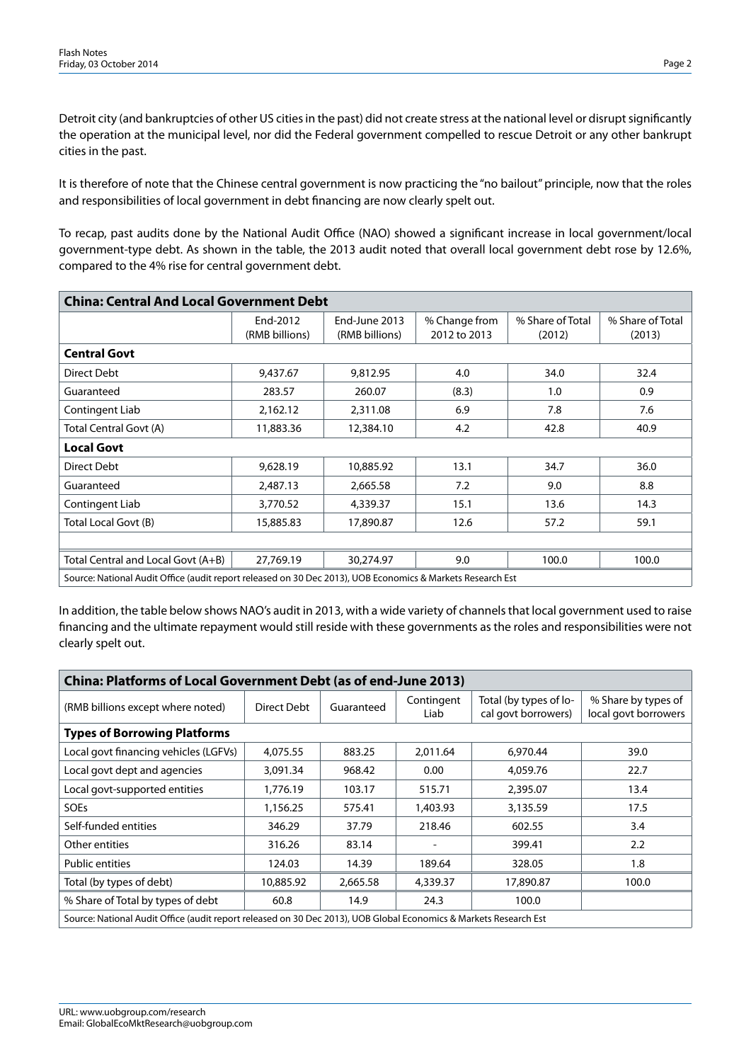Detroit city (and bankruptcies of other US cities in the past) did not create stress at the national level or disrupt significantly the operation at the municipal level, nor did the Federal government compelled to rescue Detroit or any other bankrupt cities in the past.

It is therefore of note that the Chinese central government is now practicing the "no bailout" principle, now that the roles and responsibilities of local government in debt financing are now clearly spelt out.

To recap, past audits done by the National Audit Office (NAO) showed a significant increase in local government/local government-type debt. As shown in the table, the 2013 audit noted that overall local government debt rose by 12.6%, compared to the 4% rise for central government debt.

| China: Central And Local Government Debt | | | | | |
|---|---|---|---|---|---|
| | End-2012 (RMB billions) | End-June 2013 (RMB billions) | % Change from 2012 to 2013 | % Share of Total (2012) | % Share of Total (2013) |
| **Central Govt** | | | | | |
| Direct Debt | 9,437.67 | 9,812.95 | 4.0 | 34.0 | 32.4 |
| Guaranteed | 283.57 | 260.07 | (8.3) | 1.0 | 0.9 |
| Contingent Liab | 2,162.12 | 2,311.08 | 6.9 | 7.8 | 7.6 |
| Total Central Govt (A) | 11,883.36 | 12,384.10 | 4.2 | 42.8 | 40.9 |
| **Local Govt** | | | | | |
| Direct Debt | 9,628.19 | 10,885.92 | 13.1 | 34.7 | 36.0 |
| Guaranteed | 2,487.13 | 2,665.58 | 7.2 | 9.0 | 8.8 |
| Contingent Liab | 3,770.52 | 4,339.37 | 15.1 | 13.6 | 14.3 |
| Total Local Govt (B) | 15,885.83 | 17,890.87 | 12.6 | 57.2 | 59.1 |
| | | | | | |
| Total Central and Local Govt (A+B) | 27,769.19 | 30,274.97 | 9.0 | 100.0 | 100.0 |

Source: National Audit Office (audit report released on 30 Dec 2013), UOB Economics & Markets Research Est

In addition, the table below shows NAO's audit in 2013, with a wide variety of channels that local government used to raise financing and the ultimate repayment would still reside with these governments as the roles and responsibilities were not clearly spelt out.

| China: Platforms of Local Government Debt (as of end-June 2013) | | | | | |
|---|---|---|---|---|---|
| (RMB billions except where noted) | Direct Debt | Guaranteed | Contingent Liab | Total (by types of local govt borrowers) | % Share by types of local govt borrowers |
| **Types of Borrowing Platforms** | | | | | |
| Local govt financing vehicles (LGFVs) | 4,075.55 | 883.25 | 2,011.64 | 6,970.44 | 39.0 |
| Local govt dept and agencies | 3,091.34 | 968.42 | 0.00 | 4,059.76 | 22.7 |
| Local govt-supported entities | 1,776.19 | 103.17 | 515.71 | 2,395.07 | 13.4 |
| SOEs | 1,156.25 | 575.41 | 1,403.93 | 3,135.59 | 17.5 |
| Self-funded entities | 346.29 | 37.79 | 218.46 | 602.55 | 3.4 |
| Other entities | 316.26 | 83.14 | - | 399.41 | 2.2 |
| Public entities | 124.03 | 14.39 | 189.64 | 328.05 | 1.8 |
| Total (by types of debt) | 10,885.92 | 2,665.58 | 4,339.37 | 17,890.87 | 100.0 |
| % Share of Total by types of debt | 60.8 | 14.9 | 24.3 | 100.0 | |

Source: National Audit Office (audit report released on 30 Dec 2013), UOB Global Economics & Markets Research Est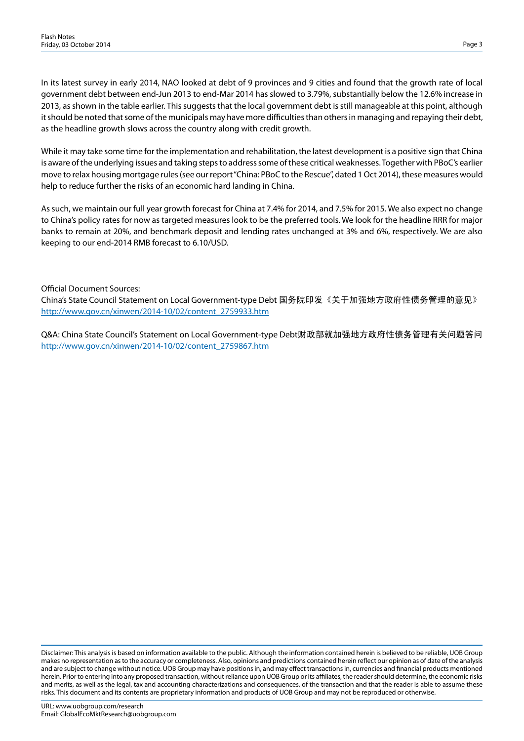In its latest survey in early 2014, NAO looked at debt of 9 provinces and 9 cities and found that the growth rate of local government debt between end-Jun 2013 to end-Mar 2014 has slowed to 3.79%, substantially below the 12.6% increase in 2013, as shown in the table earlier. This suggests that the local government debt is still manageable at this point, although it should be noted that some of the municipals may have more difficulties than others in managing and repaying their debt, as the headline growth slows across the country along with credit growth.

While it may take some time for the implementation and rehabilitation, the latest development is a positive sign that China is aware of the underlying issues and taking steps to address some of these critical weaknesses. Together with PBoC's earlier move to relax housing mortgage rules (see our report "China: PBoC to the Rescue", dated 1 Oct 2014), these measures would help to reduce further the risks of an economic hard landing in China.

As such, we maintain our full year growth forecast for China at 7.4% for 2014, and 7.5% for 2015. We also expect no change to China's policy rates for now as targeted measures look to be the preferred tools. We look for the headline RRR for major banks to remain at 20%, and benchmark deposit and lending rates unchanged at 3% and 6%, respectively. We are also keeping to our end-2014 RMB forecast to 6.10/USD.

Official Document Sources:
China's State Council Statement on Local Government-type Debt 国务院印发《关于加强地方政府性债务管理的意见》
[http://www.gov.cn/xinwen/2014-10/02/content_2759933.htm](http://www.gov.cn/xinwen/2014-10/02/content_2759933.htm)

Q&A: China State Council's Statement on Local Government-type Debt财政部就加强地方政府性债务管理有关问题答问
[http://www.gov.cn/xinwen/2014-10/02/content_2759867.htm](http://www.gov.cn/xinwen/2014-10/02/content_2759867.htm)

Disclaimer: This analysis is based on information available to the public. Although the information contained herein is believed to be reliable, UOB Group makes no representation as to the accuracy or completeness. Also, opinions and predictions contained herein reflect our opinion as of date of the analysis and are subject to change without notice. UOB Group may have positions in, and may effect transactions in, currencies and financial products mentioned herein. Prior to entering into any proposed transaction, without reliance upon UOB Group or its affiliates, the reader should determine, the economic risks and merits, as well as the legal, tax and accounting characterizations and consequences, of the transaction and that the reader is able to assume these risks. This document and its contents are proprietary information and products of UOB Group and may not be reproduced or otherwise.

URL: www.uobgroup.com/research
Email: GlobalEcoMktResearch@uobgroup.com